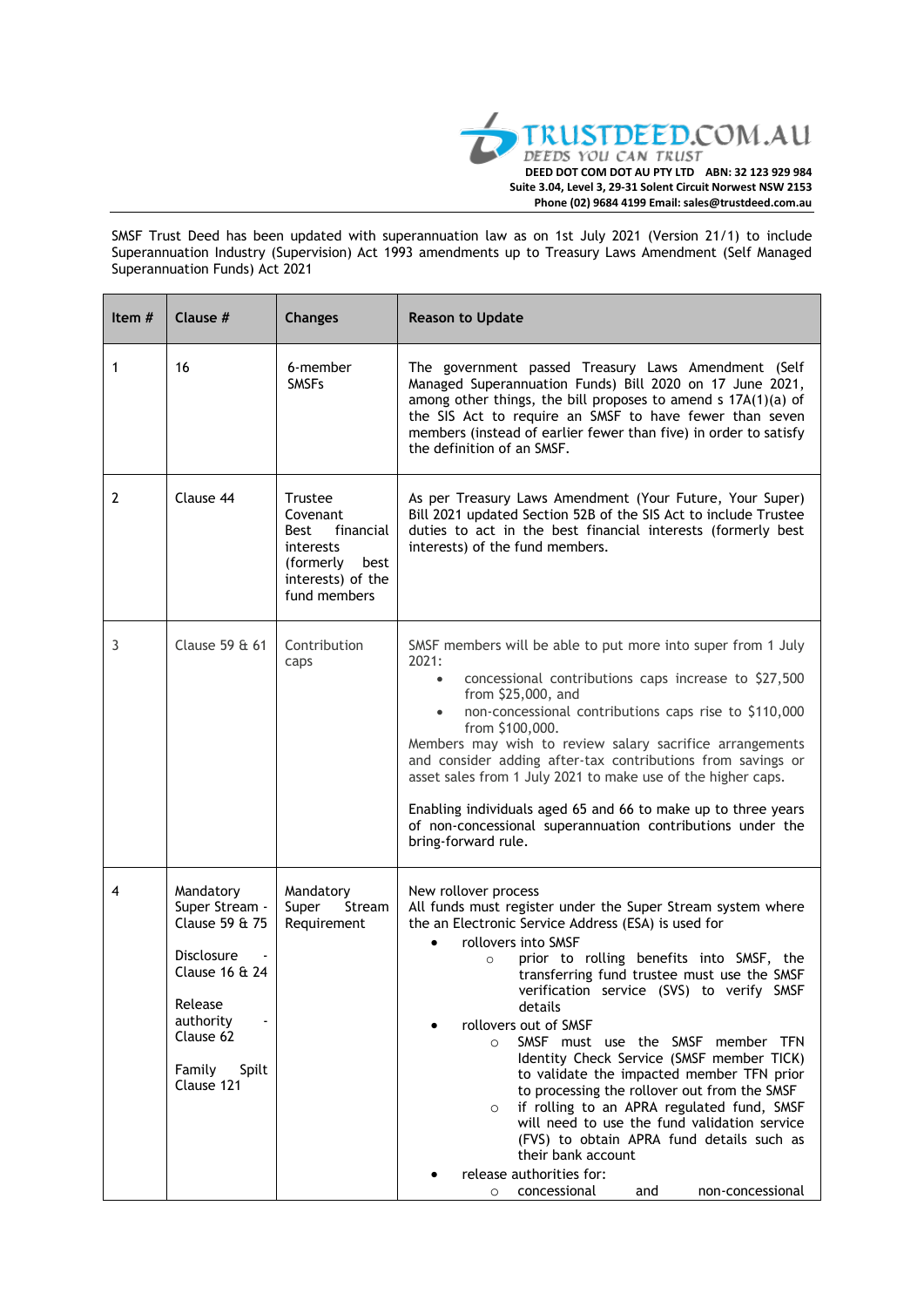TRUSTDEED.COM.AU
DEEDS YOU CAN TRUST

**DEED DOT COM DOT AU PTY LTD ABN: 32 123 929 984**
**Suite 3.04, Level 3, 29-31 Solent Circuit Norwest NSW 2153**
**Phone (02) 9684 4199 Email: sales@trustdeed.com.au**

SMSF Trust Deed has been updated with superannuation law as on 1st July 2021 (Version 21/1) to include Superannuation Industry (Supervision) Act 1993 amendments up to Treasury Laws Amendment (Self Managed Superannuation Funds) Act 2021

| Item # | Clause # | Changes | Reason to Update |
|---|---|---|---|
| 1 | 16 | 6-member SMSFs | The government passed Treasury Laws Amendment (Self Managed Superannuation Funds) Bill 2020 on 17 June 2021, among other things, the bill proposes to amend s 17A(1)(a) of the SIS Act to require an SMSF to have fewer than seven members (instead of earlier fewer than five) in order to satisfy the definition of an SMSF. |
| 2 | Clause 44 | Trustee Covenant Best financial interests (formerly best interests) of the fund members | As per Treasury Laws Amendment (Your Future, Your Super) Bill 2021 updated Section 52B of the SIS Act to include Trustee duties to act in the best financial interests (formerly best interests) of the fund members. |
| 3 | Clause 59 & 61 | Contribution caps | SMSF members will be able to put more into super from 1 July 2021:<br>• concessional contributions caps increase to $27,500 from $25,000, and<br>• non-concessional contributions caps rise to $110,000 from $100,000.<br>Members may wish to review salary sacrifice arrangements and consider adding after-tax contributions from savings or asset sales from 1 July 2021 to make use of the higher caps.<br><br>Enabling individuals aged 65 and 66 to make up to three years of non-concessional superannuation contributions under the bring-forward rule. |
| 4 | Mandatory Super Stream - Clause 59 & 75<br><br>Disclosure - Clause 16 & 24<br><br>Release authority - Clause 62<br><br>Family Spilt Clause 121 | Mandatory Super Stream Requirement | New rollover process<br>All funds must register under the Super Stream system where the an Electronic Service Address (ESA) is used for<br>• rollovers into SMSF<br>  ○ prior to rolling benefits into SMSF, the transferring fund trustee must use the SMSF verification service (SVS) to verify SMSF details<br>• rollovers out of SMSF<br>  ○ SMSF must use the SMSF member TFN Identity Check Service (SMSF member TICK) to validate the impacted member TFN prior to processing the rollover out from the SMSF<br>  ○ if rolling to an APRA regulated fund, SMSF will need to use the fund validation service (FVS) to obtain APRA fund details such as their bank account<br>• release authorities for:<br>  ○ concessional and non-concessional |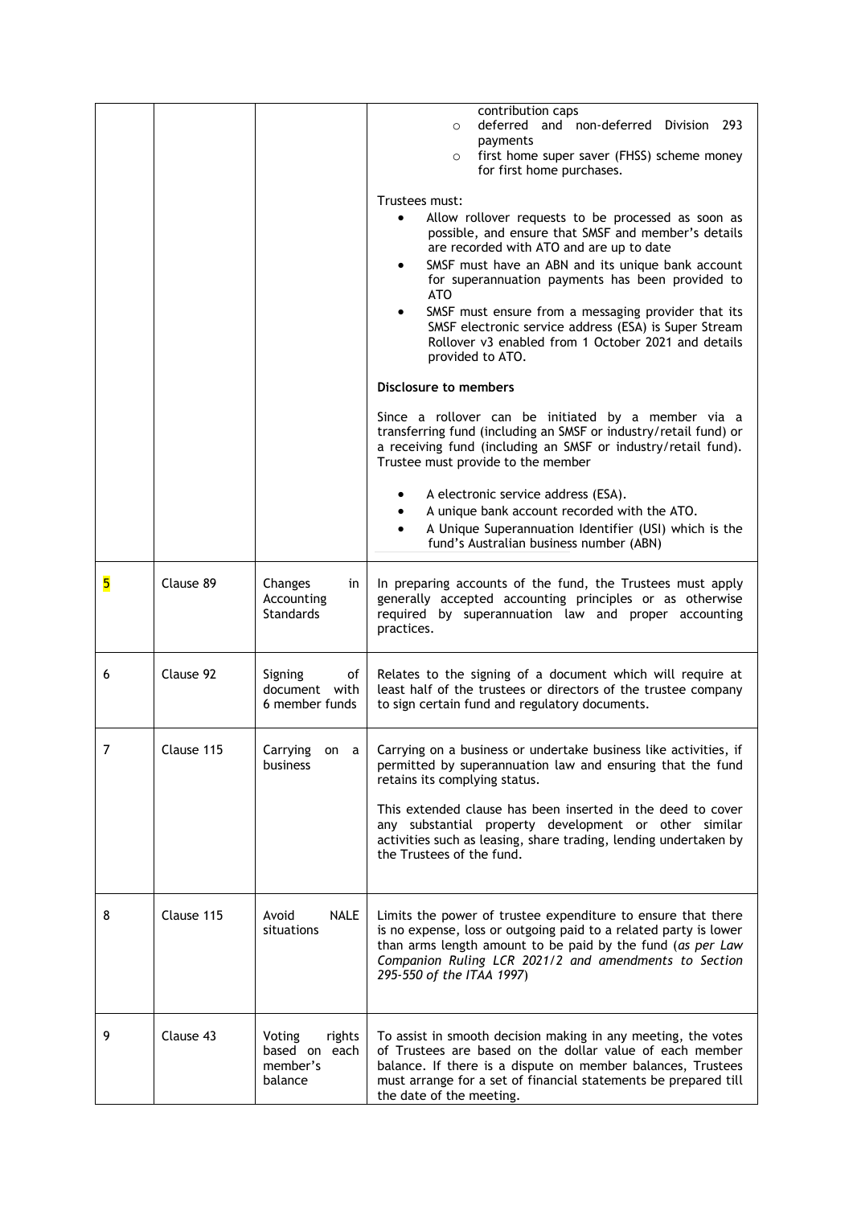| | | | |
|---|---|---|---|
| | | | ○ contribution caps<br>○ deferred and non-deferred Division 293 payments<br>○ first home super saver (FHSS) scheme money for first home purchases.<br><br>Trustees must:<br>• Allow rollover requests to be processed as soon as possible, and ensure that SMSF and member's details are recorded with ATO and are up to date<br>• SMSF must have an ABN and its unique bank account for superannuation payments has been provided to ATO<br>• SMSF must ensure from a messaging provider that its SMSF electronic service address (ESA) is Super Stream Rollover v3 enabled from 1 October 2021 and details provided to ATO.<br><br>**Disclosure to members**<br><br>Since a rollover can be initiated by a member via a transferring fund (including an SMSF or industry/retail fund) or a receiving fund (including an SMSF or industry/retail fund). Trustee must provide to the member<br><br>• A electronic service address (ESA).<br>• A unique bank account recorded with the ATO.<br>• A Unique Superannuation Identifier (USI) which is the fund's Australian business number (ABN) |
| 5 | Clause 89 | Changes in Accounting Standards | In preparing accounts of the fund, the Trustees must apply generally accepted accounting principles or as otherwise required by superannuation law and proper accounting practices. |
| 6 | Clause 92 | Signing of document with 6 member funds | Relates to the signing of a document which will require at least half of the trustees or directors of the trustee company to sign certain fund and regulatory documents. |
| 7 | Clause 115 | Carrying on a business | Carrying on a business or undertake business like activities, if permitted by superannuation law and ensuring that the fund retains its complying status.<br><br>This extended clause has been inserted in the deed to cover any substantial property development or other similar activities such as leasing, share trading, lending undertaken by the Trustees of the fund. |
| 8 | Clause 115 | Avoid NALE situations | Limits the power of trustee expenditure to ensure that there is no expense, loss or outgoing paid to a related party is lower than arms length amount to be paid by the fund (*as per Law Companion Ruling LCR 2021/2 and amendments to Section 295-550 of the ITAA 1997*) |
| 9 | Clause 43 | Voting rights based on each member's balance | To assist in smooth decision making in any meeting, the votes of Trustees are based on the dollar value of each member balance. If there is a dispute on member balances, Trustees must arrange for a set of financial statements be prepared till the date of the meeting. |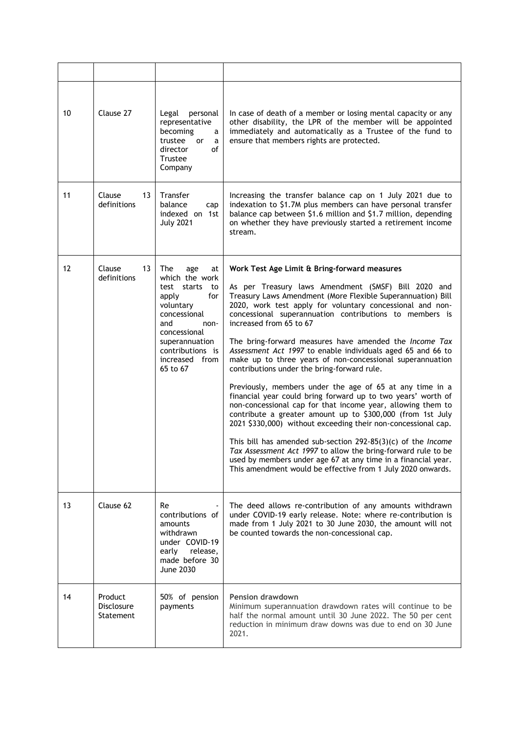| | | | |
|---|---|---|---|
| 10 | Clause 27 | Legal personal representative becoming a trustee or a director of Trustee Company | In case of death of a member or losing mental capacity or any other disability, the LPR of the member will be appointed immediately and automatically as a Trustee of the fund to ensure that members rights are protected. |
| 11 | Clause 13 definitions | Transfer balance cap indexed on 1st July 2021 | Increasing the transfer balance cap on 1 July 2021 due to indexation to \$1.7M plus members can have personal transfer balance cap between \$1.6 million and \$1.7 million, depending on whether they have previously started a retirement income stream. |
| 12 | Clause 13 definitions | The age at which the work test starts to apply for voluntary concessional and non-concessional superannuation contributions is increased from 65 to 67 | **Work Test Age Limit & Bring-forward measures**<br><br>As per Treasury laws Amendment (SMSF) Bill 2020 and Treasury Laws Amendment (More Flexible Superannuation) Bill 2020, work test apply for voluntary concessional and non-concessional superannuation contributions to members is increased from 65 to 67<br><br>The bring-forward measures have amended the *Income Tax Assessment Act 1997* to enable individuals aged 65 and 66 to make up to three years of non-concessional superannuation contributions under the bring-forward rule.<br><br>Previously, members under the age of 65 at any time in a financial year could bring forward up to two years' worth of non-concessional cap for that income year, allowing them to contribute a greater amount up to \$300,000 (from 1st July 2021 \$330,000) without exceeding their non-concessional cap.<br><br>This bill has amended sub-section 292-85(3)(c) of the *Income Tax Assessment Act 1997* to allow the bring-forward rule to be used by members under age 67 at any time in a financial year. This amendment would be effective from 1 July 2020 onwards. |
| 13 | Clause 62 | Re - contributions of amounts withdrawn under COVID-19 early release, made before 30 June 2030 | The deed allows re-contribution of any amounts withdrawn under COVID-19 early release. Note: where re-contribution is made from 1 July 2021 to 30 June 2030, the amount will not be counted towards the non-concessional cap. |
| 14 | Product Disclosure Statement | 50% of pension payments | **Pension drawdown**<br>Minimum superannuation drawdown rates will continue to be half the normal amount until 30 June 2022. The 50 per cent reduction in minimum draw downs was due to end on 30 June 2021. |